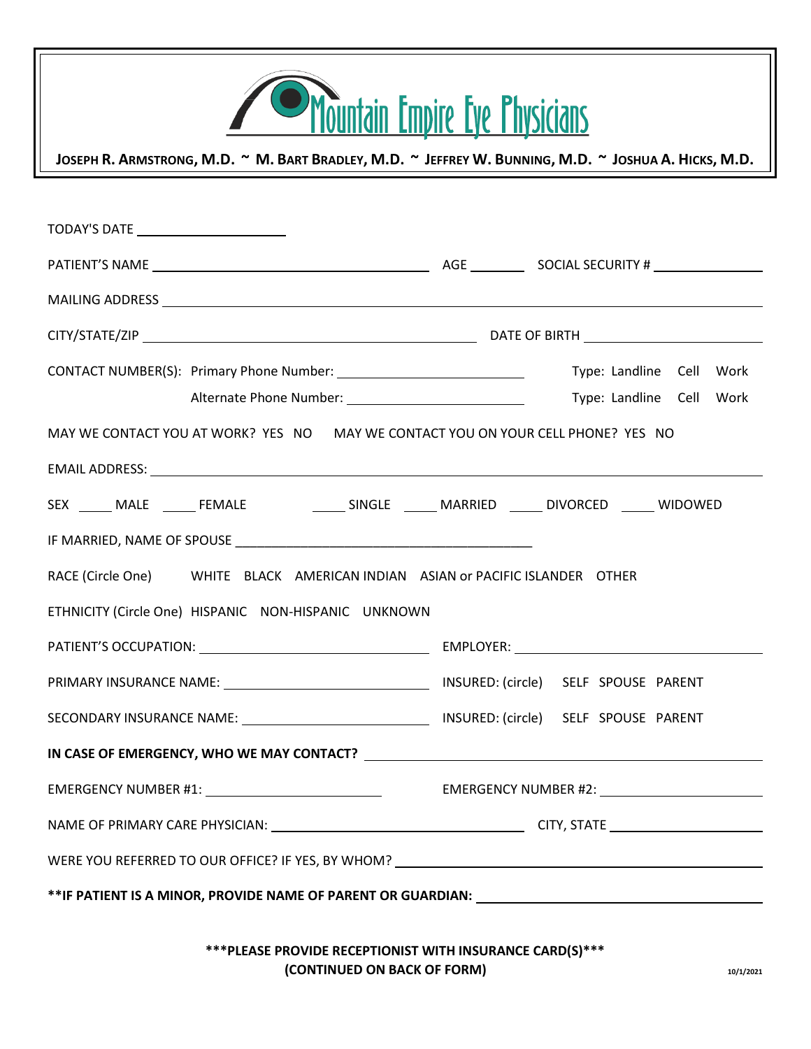# Mountain Empire Eye Physicians

**JOSEPH R. ARMSTRONG, M.D. ~ M. BART BRADLEY, M.D. ~ JEFFREY W. BUNNING, M.D. ~ JOSHUA A. HICKS, M.D.**

TODAY'S DATE ____________________

PATIENT'S NAME ______________________________________ AGE ________ SOCIAL SECURITY # _______________

MAILING ADDRESS ____________________________________________________________________________

CITY/STATE/ZIP ______________________________________________ DATE OF BIRTH _______________________

CONTACT NUMBER(S): Primary Phone Number: ________________________ Type: Landline Cell Work

Alternate Phone Number: ________________________ Type: Landline Cell Work

MAY WE CONTACT YOU AT WORK? YES NO MAY WE CONTACT YOU ON YOUR CELL PHONE? YES NO

EMAIL ADDRESS: _____________________________________________________________________________

SEX _____ MALE _____ FEMALE _____ SINGLE _____ MARRIED _____ DIVORCED _____ WIDOWED

IF MARRIED, NAME OF SPOUSE __________________________________________

RACE (Circle One) WHITE BLACK AMERICAN INDIAN ASIAN or PACIFIC ISLANDER OTHER

ETHNICITY (Circle One) HISPANIC NON-HISPANIC UNKNOWN

PATIENT'S OCCUPATION: ______________________________ EMPLOYER: ________________________________

PRIMARY INSURANCE NAME: ___________________________ INSURED: (circle) SELF SPOUSE PARENT

SECONDARY INSURANCE NAME: _________________________ INSURED: (circle) SELF SPOUSE PARENT

**IN CASE OF EMERGENCY, WHO WE MAY CONTACT?** ________________________________________________

EMERGENCY NUMBER #1: ________________________ EMERGENCY NUMBER #2: ______________________

NAME OF PRIMARY CARE PHYSICIAN: ___________________________________ CITY, STATE _____________________

WERE YOU REFERRED TO OUR OFFICE? IF YES, BY WHOM? _________________________________________________

**\*\*IF PATIENT IS A MINOR, PROVIDE NAME OF PARENT OR GUARDIAN:** ______________________________________

**\*\*\*PLEASE PROVIDE RECEPTIONIST WITH INSURANCE CARD(S)\*\*\***

**(CONTINUED ON BACK OF FORM)**

10/1/2021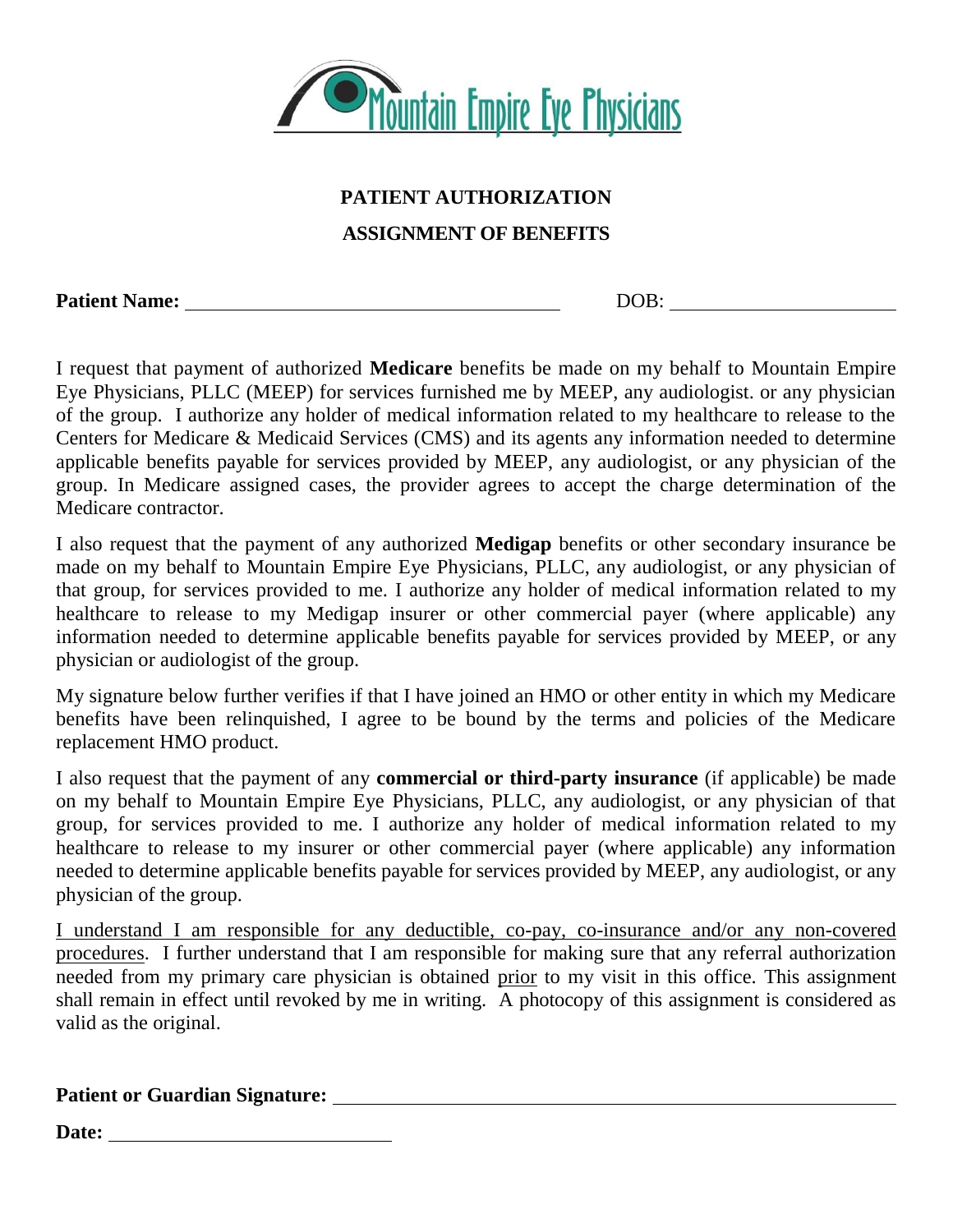Mountain Empire Eye Physicians

# PATIENT AUTHORIZATION

## ASSIGNMENT OF BENEFITS

**Patient Name:** ______________________________ DOB: ____________________

I request that payment of authorized **Medicare** benefits be made on my behalf to Mountain Empire Eye Physicians, PLLC (MEEP) for services furnished me by MEEP, any audiologist. or any physician of the group. I authorize any holder of medical information related to my healthcare to release to the Centers for Medicare & Medicaid Services (CMS) and its agents any information needed to determine applicable benefits payable for services provided by MEEP, any audiologist, or any physician of the group. In Medicare assigned cases, the provider agrees to accept the charge determination of the Medicare contractor.

I also request that the payment of any authorized **Medigap** benefits or other secondary insurance be made on my behalf to Mountain Empire Eye Physicians, PLLC, any audiologist, or any physician of that group, for services provided to me. I authorize any holder of medical information related to my healthcare to release to my Medigap insurer or other commercial payer (where applicable) any information needed to determine applicable benefits payable for services provided by MEEP, or any physician or audiologist of the group.

My signature below further verifies if that I have joined an HMO or other entity in which my Medicare benefits have been relinquished, I agree to be bound by the terms and policies of the Medicare replacement HMO product.

I also request that the payment of any **commercial or third-party insurance** (if applicable) be made on my behalf to Mountain Empire Eye Physicians, PLLC, any audiologist, or any physician of that group, for services provided to me. I authorize any holder of medical information related to my healthcare to release to my insurer or other commercial payer (where applicable) any information needed to determine applicable benefits payable for services provided by MEEP, any audiologist, or any physician of the group.

I understand I am responsible for any deductible, co-pay, co-insurance and/or any non-covered procedures. I further understand that I am responsible for making sure that any referral authorization needed from my primary care physician is obtained prior to my visit in this office. This assignment shall remain in effect until revoked by me in writing. A photocopy of this assignment is considered as valid as the original.

**Patient or Guardian Signature:** ________________________________________

**Date:** ____________________